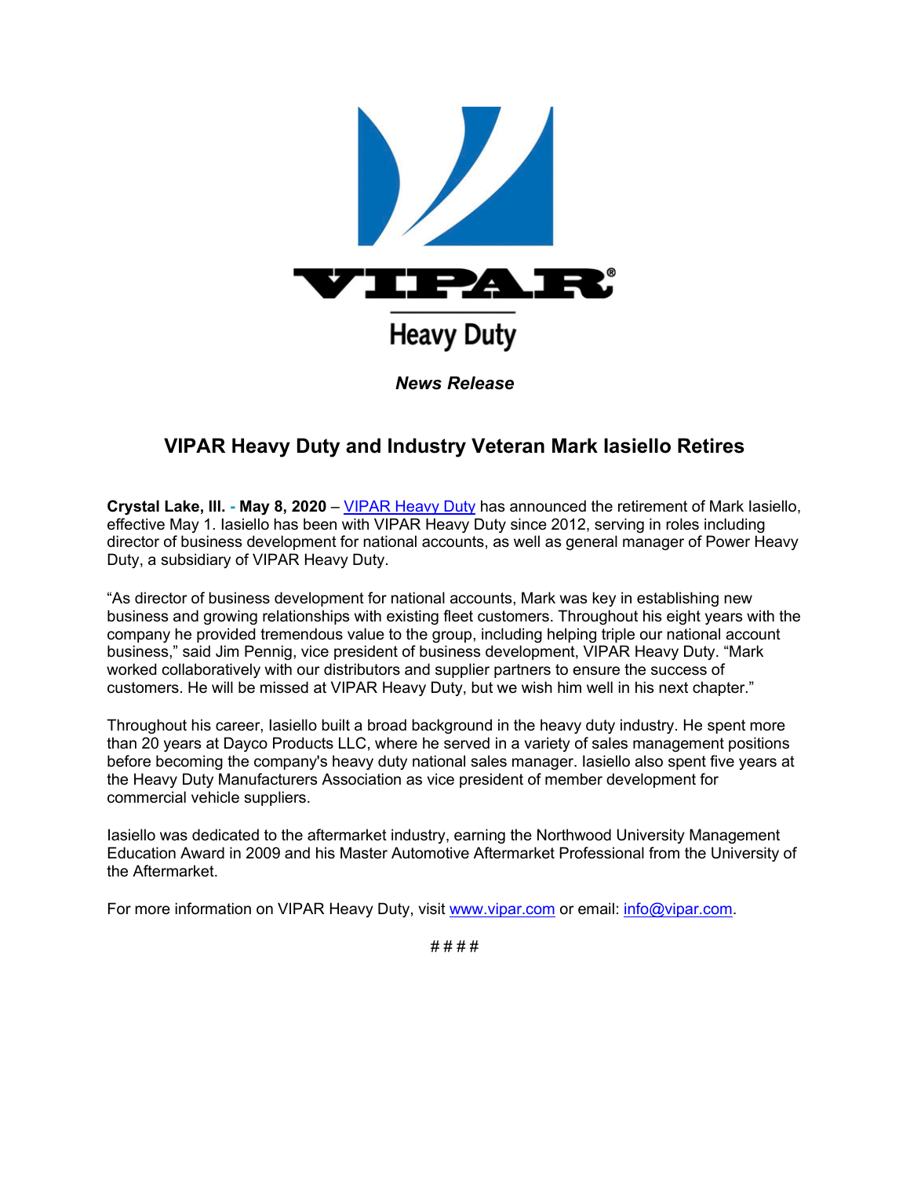VIPAR®

Heavy Duty

***News Release***

## VIPAR Heavy Duty and Industry Veteran Mark Iasiello Retires

**Crystal Lake, Ill. - May 8, 2020** – [VIPAR Heavy Duty](http://www.vipar.com) has announced the retirement of Mark Iasiello, effective May 1. Iasiello has been with VIPAR Heavy Duty since 2012, serving in roles including director of business development for national accounts, as well as general manager of Power Heavy Duty, a subsidiary of VIPAR Heavy Duty.

"As director of business development for national accounts, Mark was key in establishing new business and growing relationships with existing fleet customers. Throughout his eight years with the company he provided tremendous value to the group, including helping triple our national account business," said Jim Pennig, vice president of business development, VIPAR Heavy Duty. "Mark worked collaboratively with our distributors and supplier partners to ensure the success of customers. He will be missed at VIPAR Heavy Duty, but we wish him well in his next chapter."

Throughout his career, Iasiello built a broad background in the heavy duty industry. He spent more than 20 years at Dayco Products LLC, where he served in a variety of sales management positions before becoming the company's heavy duty national sales manager. Iasiello also spent five years at the Heavy Duty Manufacturers Association as vice president of member development for commercial vehicle suppliers.

Iasiello was dedicated to the aftermarket industry, earning the Northwood University Management Education Award in 2009 and his Master Automotive Aftermarket Professional from the University of the Aftermarket.

For more information on VIPAR Heavy Duty, visit [www.vipar.com](http://www.vipar.com) or email: [info@vipar.com](mailto:info@vipar.com).

# # # #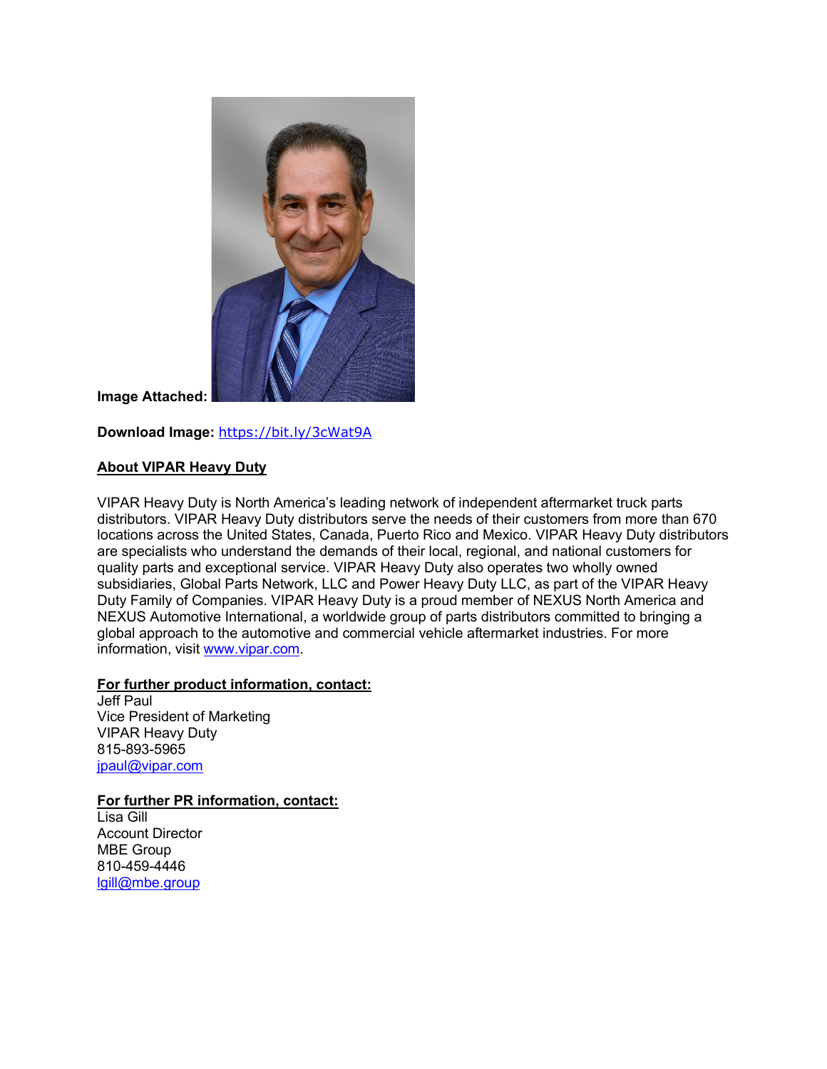**Image Attached:**

**Download Image:** https://bit.ly/3cWat9A

**About VIPAR Heavy Duty**

VIPAR Heavy Duty is North America's leading network of independent aftermarket truck parts distributors. VIPAR Heavy Duty distributors serve the needs of their customers from more than 670 locations across the United States, Canada, Puerto Rico and Mexico. VIPAR Heavy Duty distributors are specialists who understand the demands of their local, regional, and national customers for quality parts and exceptional service. VIPAR Heavy Duty also operates two wholly owned subsidiaries, Global Parts Network, LLC and Power Heavy Duty LLC, as part of the VIPAR Heavy Duty Family of Companies. VIPAR Heavy Duty is a proud member of NEXUS North America and NEXUS Automotive International, a worldwide group of parts distributors committed to bringing a global approach to the automotive and commercial vehicle aftermarket industries. For more information, visit www.vipar.com.

**For further product information, contact:**

Jeff Paul
Vice President of Marketing
VIPAR Heavy Duty
815-893-5965
jpaul@vipar.com

**For further PR information, contact:**

Lisa Gill
Account Director
MBE Group
810-459-4446
lgill@mbe.group